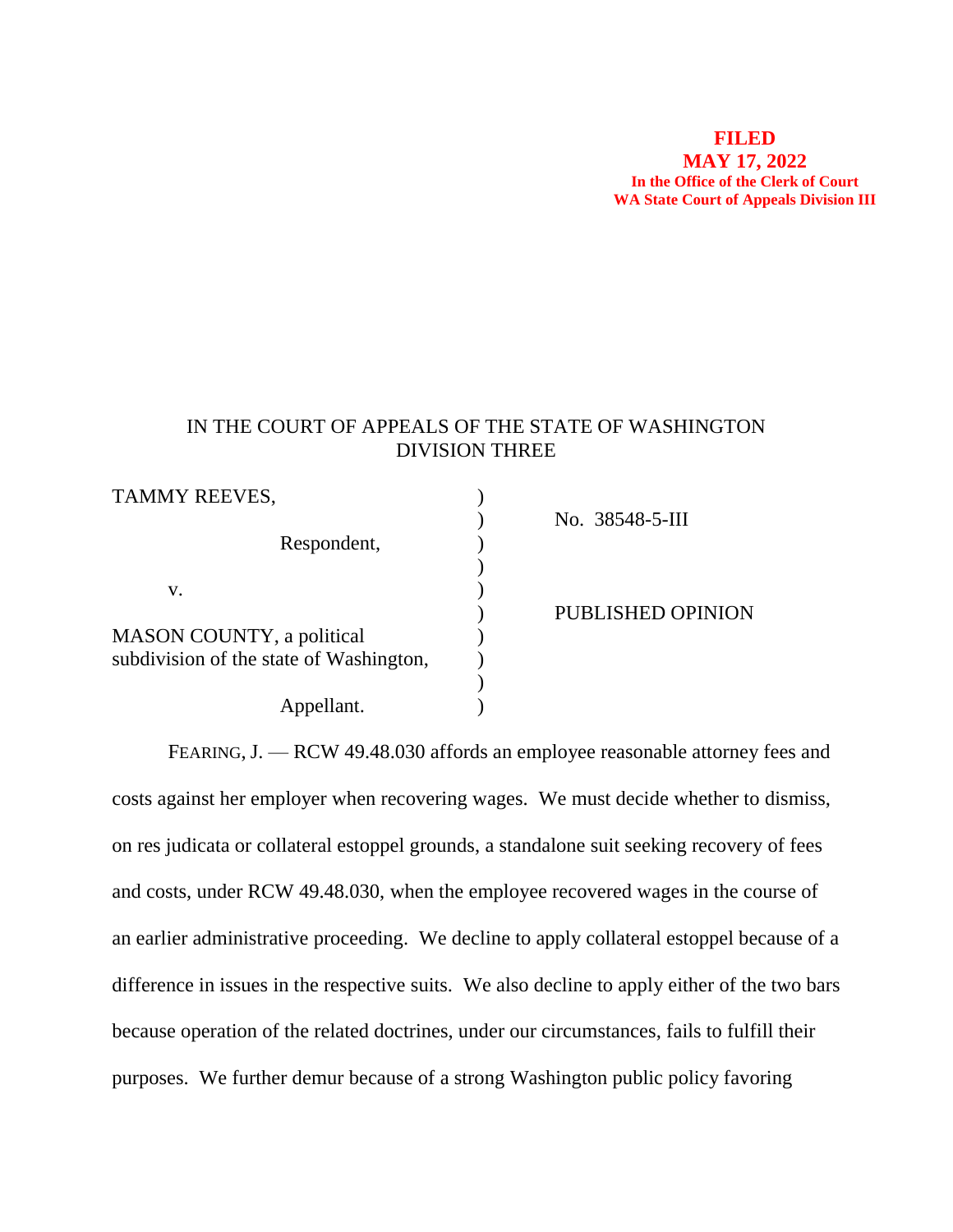**FILED**
**MAY 17, 2022**
**In the Office of the Clerk of Court**
**WA State Court of Appeals Division III**

IN THE COURT OF APPEALS OF THE STATE OF WASHINGTON
DIVISION THREE

| | |
|---|---|
| TAMMY REEVES, | No. 38548-5-III |
| Respondent, | |
| v. | PUBLISHED OPINION |
| MASON COUNTY, a political subdivision of the state of Washington, | |
| Appellant. | |

FEARING, J. — RCW 49.48.030 affords an employee reasonable attorney fees and costs against her employer when recovering wages. We must decide whether to dismiss, on res judicata or collateral estoppel grounds, a standalone suit seeking recovery of fees and costs, under RCW 49.48.030, when the employee recovered wages in the course of an earlier administrative proceeding. We decline to apply collateral estoppel because of a difference in issues in the respective suits. We also decline to apply either of the two bars because operation of the related doctrines, under our circumstances, fails to fulfill their purposes. We further demur because of a strong Washington public policy favoring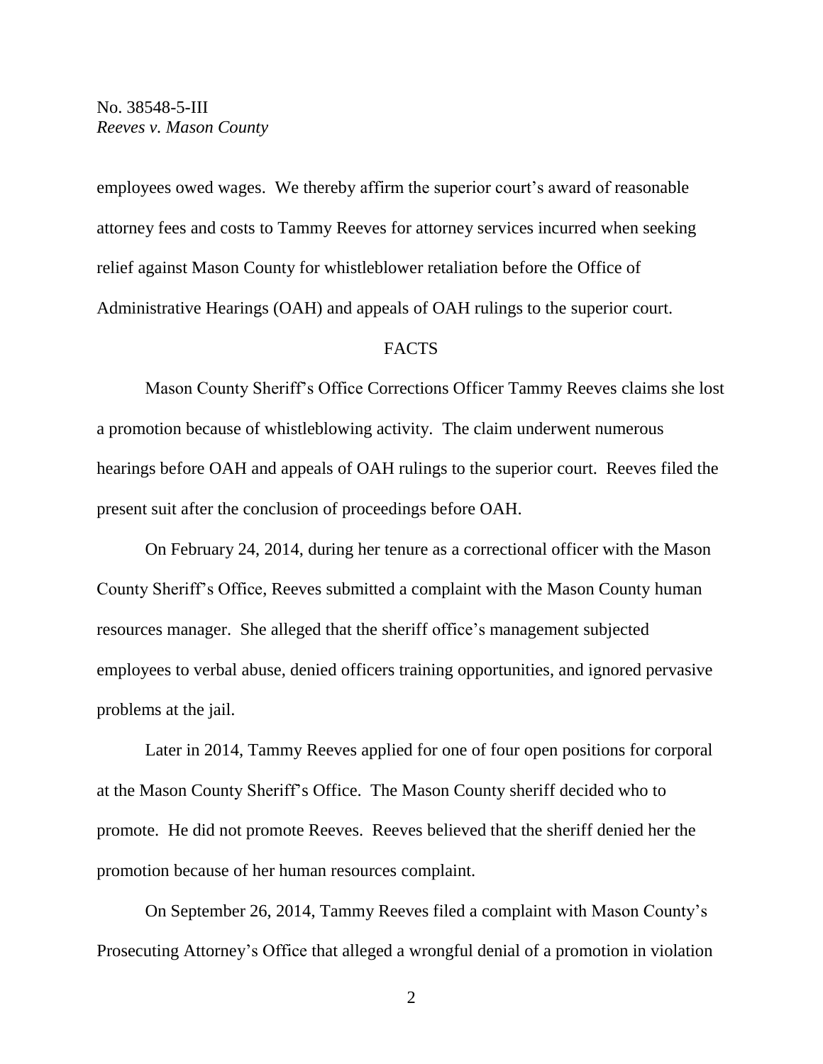employees owed wages. We thereby affirm the superior court's award of reasonable attorney fees and costs to Tammy Reeves for attorney services incurred when seeking relief against Mason County for whistleblower retaliation before the Office of Administrative Hearings (OAH) and appeals of OAH rulings to the superior court.

## FACTS

Mason County Sheriff's Office Corrections Officer Tammy Reeves claims she lost a promotion because of whistleblowing activity. The claim underwent numerous hearings before OAH and appeals of OAH rulings to the superior court. Reeves filed the present suit after the conclusion of proceedings before OAH.

On February 24, 2014, during her tenure as a correctional officer with the Mason County Sheriff's Office, Reeves submitted a complaint with the Mason County human resources manager. She alleged that the sheriff office's management subjected employees to verbal abuse, denied officers training opportunities, and ignored pervasive problems at the jail.

Later in 2014, Tammy Reeves applied for one of four open positions for corporal at the Mason County Sheriff's Office. The Mason County sheriff decided who to promote. He did not promote Reeves. Reeves believed that the sheriff denied her the promotion because of her human resources complaint.

On September 26, 2014, Tammy Reeves filed a complaint with Mason County's Prosecuting Attorney's Office that alleged a wrongful denial of a promotion in violation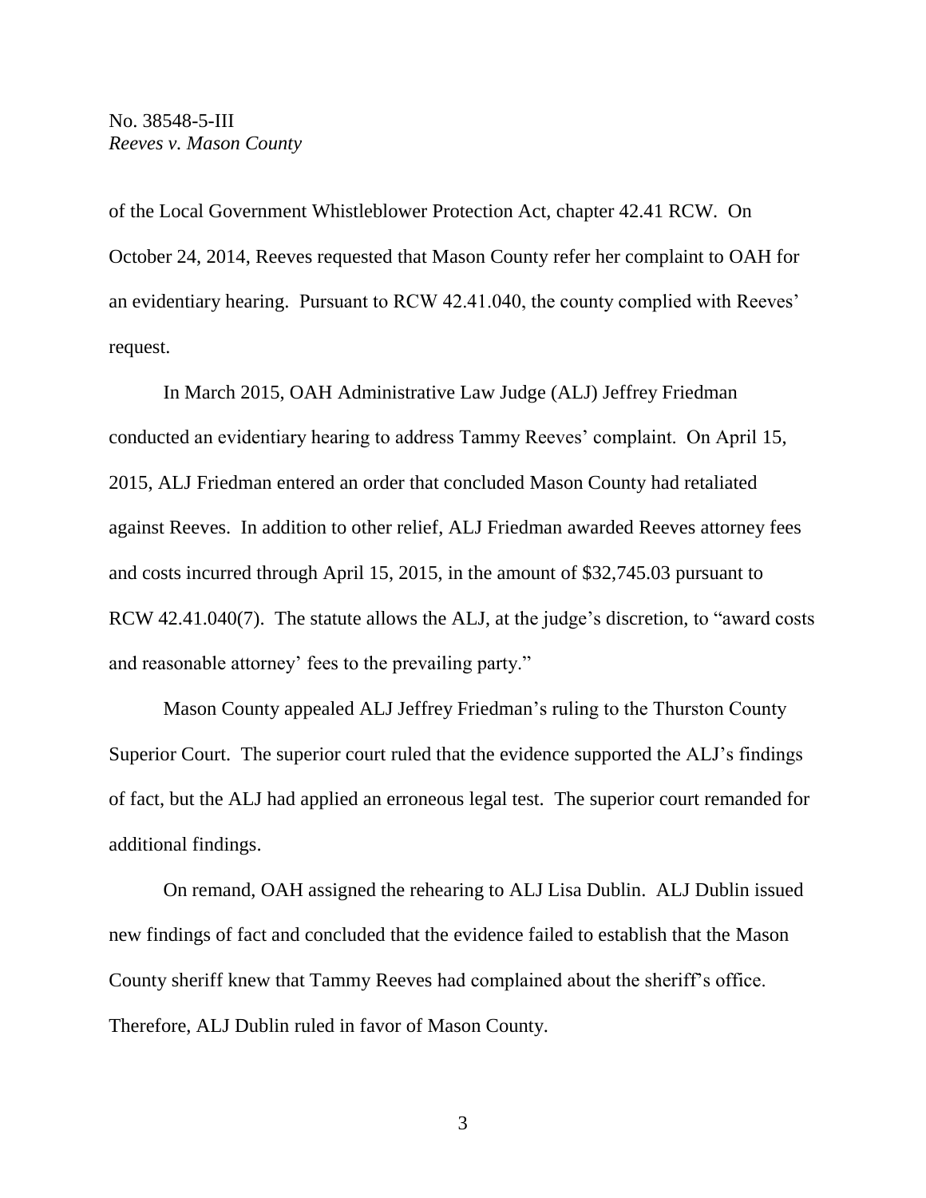of the Local Government Whistleblower Protection Act, chapter 42.41 RCW. On October 24, 2014, Reeves requested that Mason County refer her complaint to OAH for an evidentiary hearing. Pursuant to RCW 42.41.040, the county complied with Reeves' request.

In March 2015, OAH Administrative Law Judge (ALJ) Jeffrey Friedman conducted an evidentiary hearing to address Tammy Reeves' complaint. On April 15, 2015, ALJ Friedman entered an order that concluded Mason County had retaliated against Reeves. In addition to other relief, ALJ Friedman awarded Reeves attorney fees and costs incurred through April 15, 2015, in the amount of $32,745.03 pursuant to RCW 42.41.040(7). The statute allows the ALJ, at the judge's discretion, to "award costs and reasonable attorney' fees to the prevailing party."

Mason County appealed ALJ Jeffrey Friedman's ruling to the Thurston County Superior Court. The superior court ruled that the evidence supported the ALJ's findings of fact, but the ALJ had applied an erroneous legal test. The superior court remanded for additional findings.

On remand, OAH assigned the rehearing to ALJ Lisa Dublin. ALJ Dublin issued new findings of fact and concluded that the evidence failed to establish that the Mason County sheriff knew that Tammy Reeves had complained about the sheriff's office. Therefore, ALJ Dublin ruled in favor of Mason County.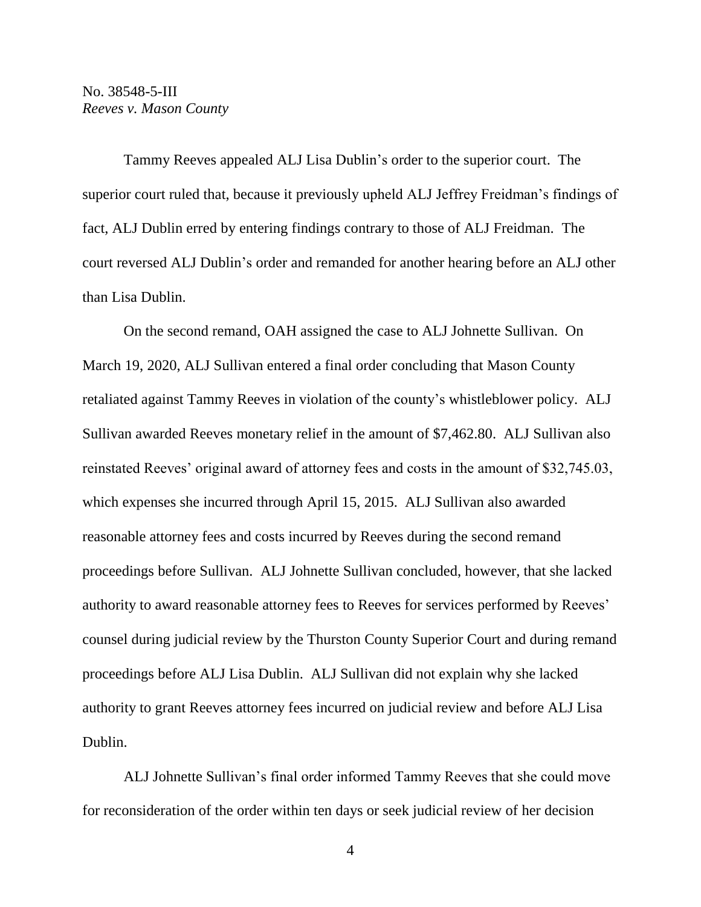Tammy Reeves appealed ALJ Lisa Dublin's order to the superior court. The superior court ruled that, because it previously upheld ALJ Jeffrey Freidman's findings of fact, ALJ Dublin erred by entering findings contrary to those of ALJ Freidman. The court reversed ALJ Dublin's order and remanded for another hearing before an ALJ other than Lisa Dublin.

On the second remand, OAH assigned the case to ALJ Johnette Sullivan. On March 19, 2020, ALJ Sullivan entered a final order concluding that Mason County retaliated against Tammy Reeves in violation of the county's whistleblower policy. ALJ Sullivan awarded Reeves monetary relief in the amount of $7,462.80. ALJ Sullivan also reinstated Reeves' original award of attorney fees and costs in the amount of $32,745.03, which expenses she incurred through April 15, 2015. ALJ Sullivan also awarded reasonable attorney fees and costs incurred by Reeves during the second remand proceedings before Sullivan. ALJ Johnette Sullivan concluded, however, that she lacked authority to award reasonable attorney fees to Reeves for services performed by Reeves' counsel during judicial review by the Thurston County Superior Court and during remand proceedings before ALJ Lisa Dublin. ALJ Sullivan did not explain why she lacked authority to grant Reeves attorney fees incurred on judicial review and before ALJ Lisa Dublin.

ALJ Johnette Sullivan's final order informed Tammy Reeves that she could move for reconsideration of the order within ten days or seek judicial review of her decision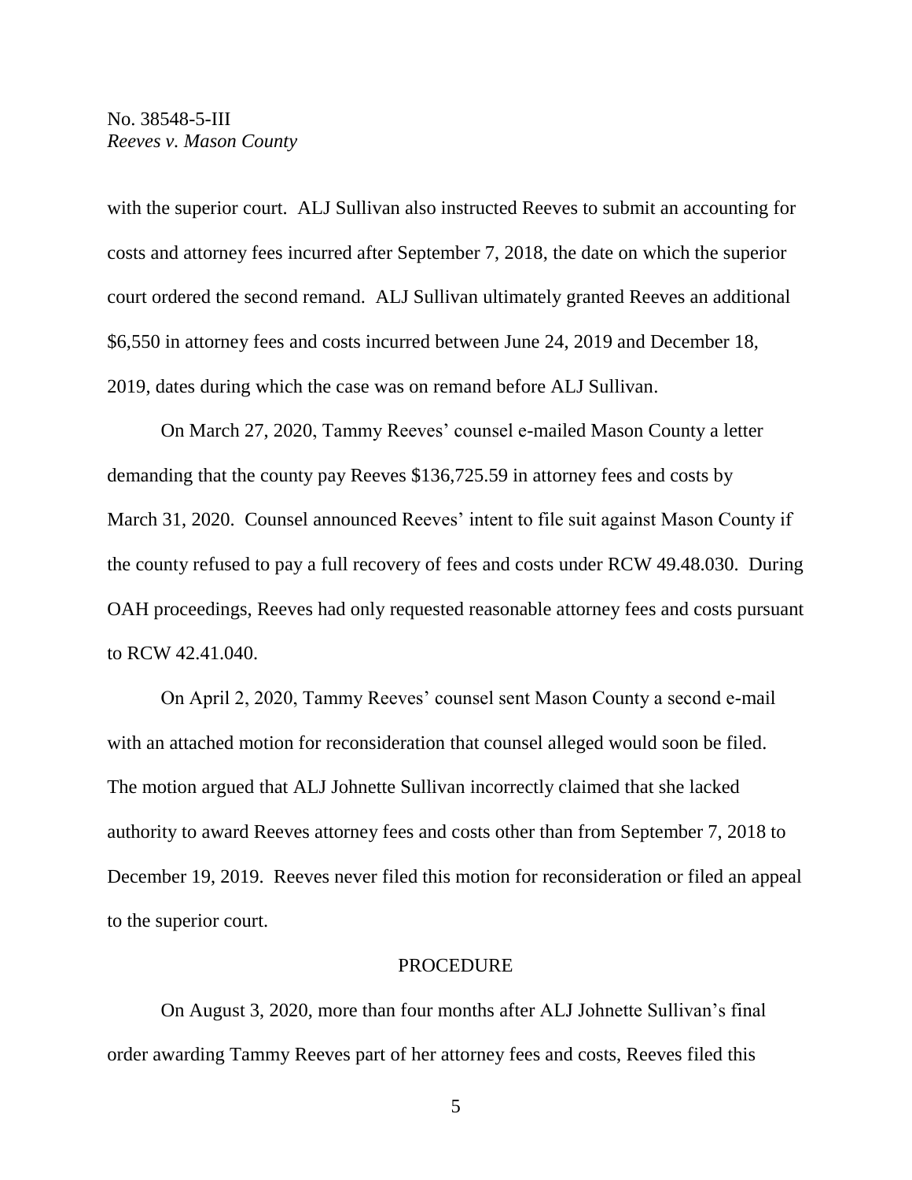with the superior court. ALJ Sullivan also instructed Reeves to submit an accounting for costs and attorney fees incurred after September 7, 2018, the date on which the superior court ordered the second remand. ALJ Sullivan ultimately granted Reeves an additional $6,550 in attorney fees and costs incurred between June 24, 2019 and December 18, 2019, dates during which the case was on remand before ALJ Sullivan.

On March 27, 2020, Tammy Reeves' counsel e-mailed Mason County a letter demanding that the county pay Reeves $136,725.59 in attorney fees and costs by March 31, 2020. Counsel announced Reeves' intent to file suit against Mason County if the county refused to pay a full recovery of fees and costs under RCW 49.48.030. During OAH proceedings, Reeves had only requested reasonable attorney fees and costs pursuant to RCW 42.41.040.

On April 2, 2020, Tammy Reeves' counsel sent Mason County a second e-mail with an attached motion for reconsideration that counsel alleged would soon be filed. The motion argued that ALJ Johnette Sullivan incorrectly claimed that she lacked authority to award Reeves attorney fees and costs other than from September 7, 2018 to December 19, 2019. Reeves never filed this motion for reconsideration or filed an appeal to the superior court.

## PROCEDURE

On August 3, 2020, more than four months after ALJ Johnette Sullivan's final order awarding Tammy Reeves part of her attorney fees and costs, Reeves filed this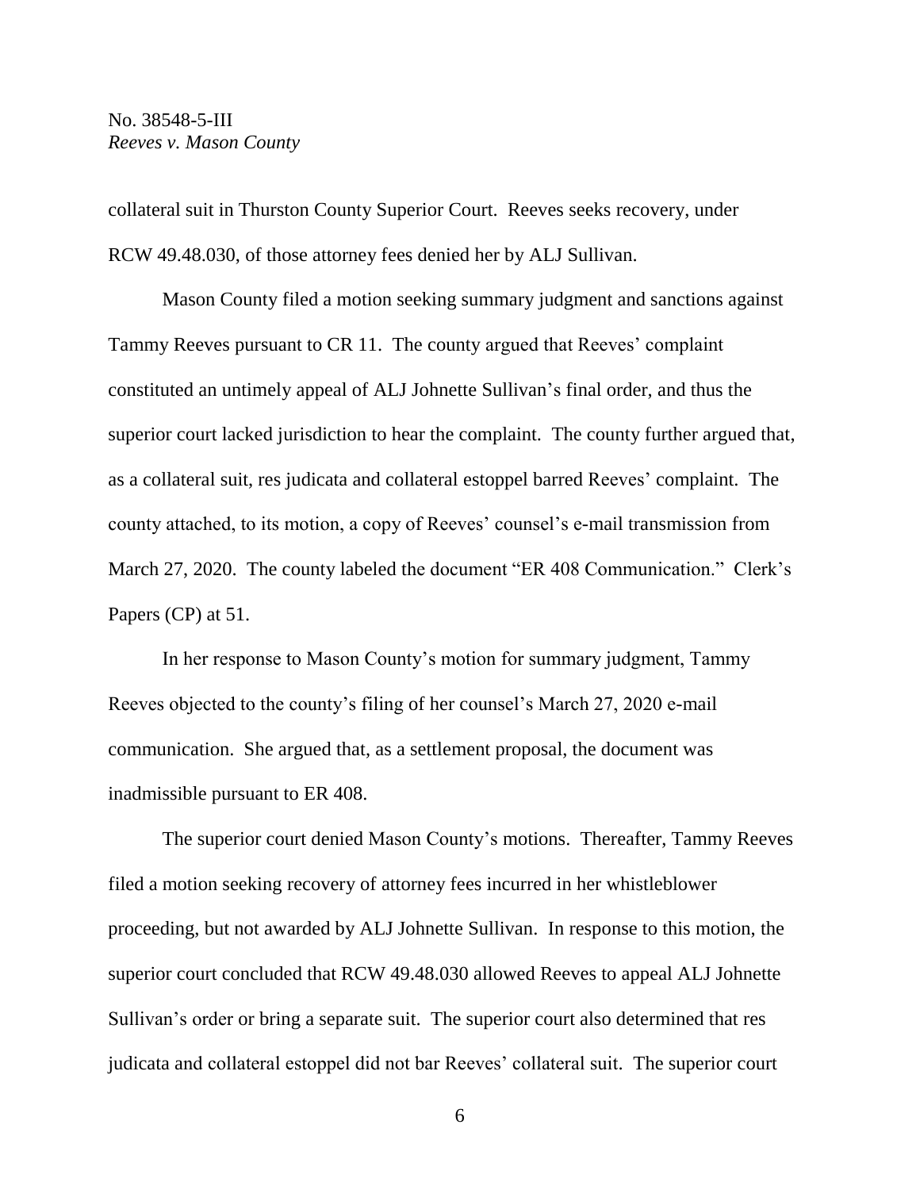collateral suit in Thurston County Superior Court. Reeves seeks recovery, under RCW 49.48.030, of those attorney fees denied her by ALJ Sullivan.

Mason County filed a motion seeking summary judgment and sanctions against Tammy Reeves pursuant to CR 11. The county argued that Reeves' complaint constituted an untimely appeal of ALJ Johnette Sullivan's final order, and thus the superior court lacked jurisdiction to hear the complaint. The county further argued that, as a collateral suit, res judicata and collateral estoppel barred Reeves' complaint. The county attached, to its motion, a copy of Reeves' counsel's e-mail transmission from March 27, 2020. The county labeled the document "ER 408 Communication." Clerk's Papers (CP) at 51.

In her response to Mason County's motion for summary judgment, Tammy Reeves objected to the county's filing of her counsel's March 27, 2020 e-mail communication. She argued that, as a settlement proposal, the document was inadmissible pursuant to ER 408.

The superior court denied Mason County's motions. Thereafter, Tammy Reeves filed a motion seeking recovery of attorney fees incurred in her whistleblower proceeding, but not awarded by ALJ Johnette Sullivan. In response to this motion, the superior court concluded that RCW 49.48.030 allowed Reeves to appeal ALJ Johnette Sullivan's order or bring a separate suit. The superior court also determined that res judicata and collateral estoppel did not bar Reeves' collateral suit. The superior court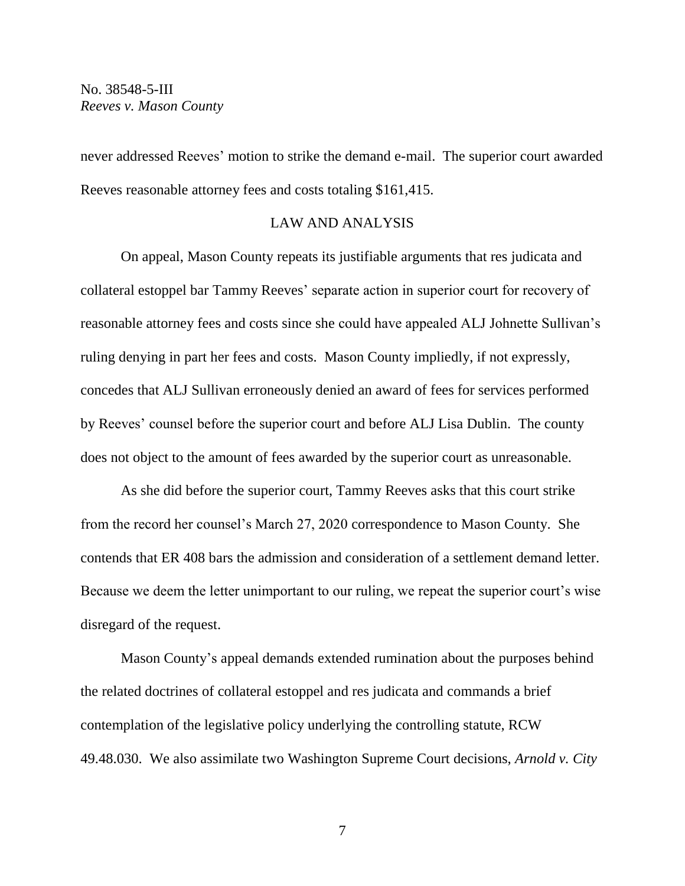never addressed Reeves' motion to strike the demand e-mail. The superior court awarded Reeves reasonable attorney fees and costs totaling $161,415.

## LAW AND ANALYSIS

On appeal, Mason County repeats its justifiable arguments that res judicata and collateral estoppel bar Tammy Reeves' separate action in superior court for recovery of reasonable attorney fees and costs since she could have appealed ALJ Johnette Sullivan's ruling denying in part her fees and costs. Mason County impliedly, if not expressly, concedes that ALJ Sullivan erroneously denied an award of fees for services performed by Reeves' counsel before the superior court and before ALJ Lisa Dublin. The county does not object to the amount of fees awarded by the superior court as unreasonable.

As she did before the superior court, Tammy Reeves asks that this court strike from the record her counsel's March 27, 2020 correspondence to Mason County. She contends that ER 408 bars the admission and consideration of a settlement demand letter. Because we deem the letter unimportant to our ruling, we repeat the superior court's wise disregard of the request.

Mason County's appeal demands extended rumination about the purposes behind the related doctrines of collateral estoppel and res judicata and commands a brief contemplation of the legislative policy underlying the controlling statute, RCW 49.48.030. We also assimilate two Washington Supreme Court decisions, *Arnold v. City*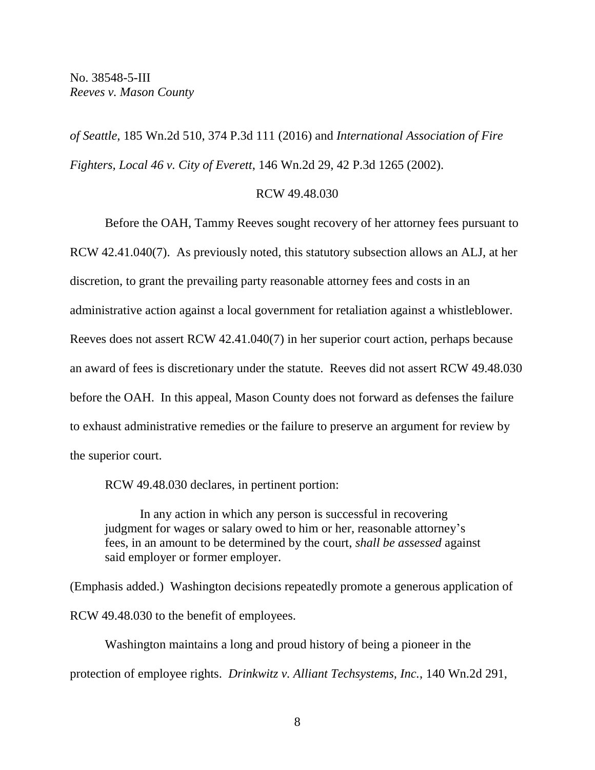*of Seattle*, 185 Wn.2d 510, 374 P.3d 111 (2016) and *International Association of Fire Fighters, Local 46 v. City of Everett*, 146 Wn.2d 29, 42 P.3d 1265 (2002).

RCW 49.48.030

Before the OAH, Tammy Reeves sought recovery of her attorney fees pursuant to RCW 42.41.040(7). As previously noted, this statutory subsection allows an ALJ, at her discretion, to grant the prevailing party reasonable attorney fees and costs in an administrative action against a local government for retaliation against a whistleblower. Reeves does not assert RCW 42.41.040(7) in her superior court action, perhaps because an award of fees is discretionary under the statute. Reeves did not assert RCW 49.48.030 before the OAH. In this appeal, Mason County does not forward as defenses the failure to exhaust administrative remedies or the failure to preserve an argument for review by the superior court.

RCW 49.48.030 declares, in pertinent portion:

> In any action in which any person is successful in recovering judgment for wages or salary owed to him or her, reasonable attorney's fees, in an amount to be determined by the court, *shall be assessed* against said employer or former employer.

(Emphasis added.) Washington decisions repeatedly promote a generous application of RCW 49.48.030 to the benefit of employees.

Washington maintains a long and proud history of being a pioneer in the protection of employee rights. *Drinkwitz v. Alliant Techsystems, Inc.*, 140 Wn.2d 291,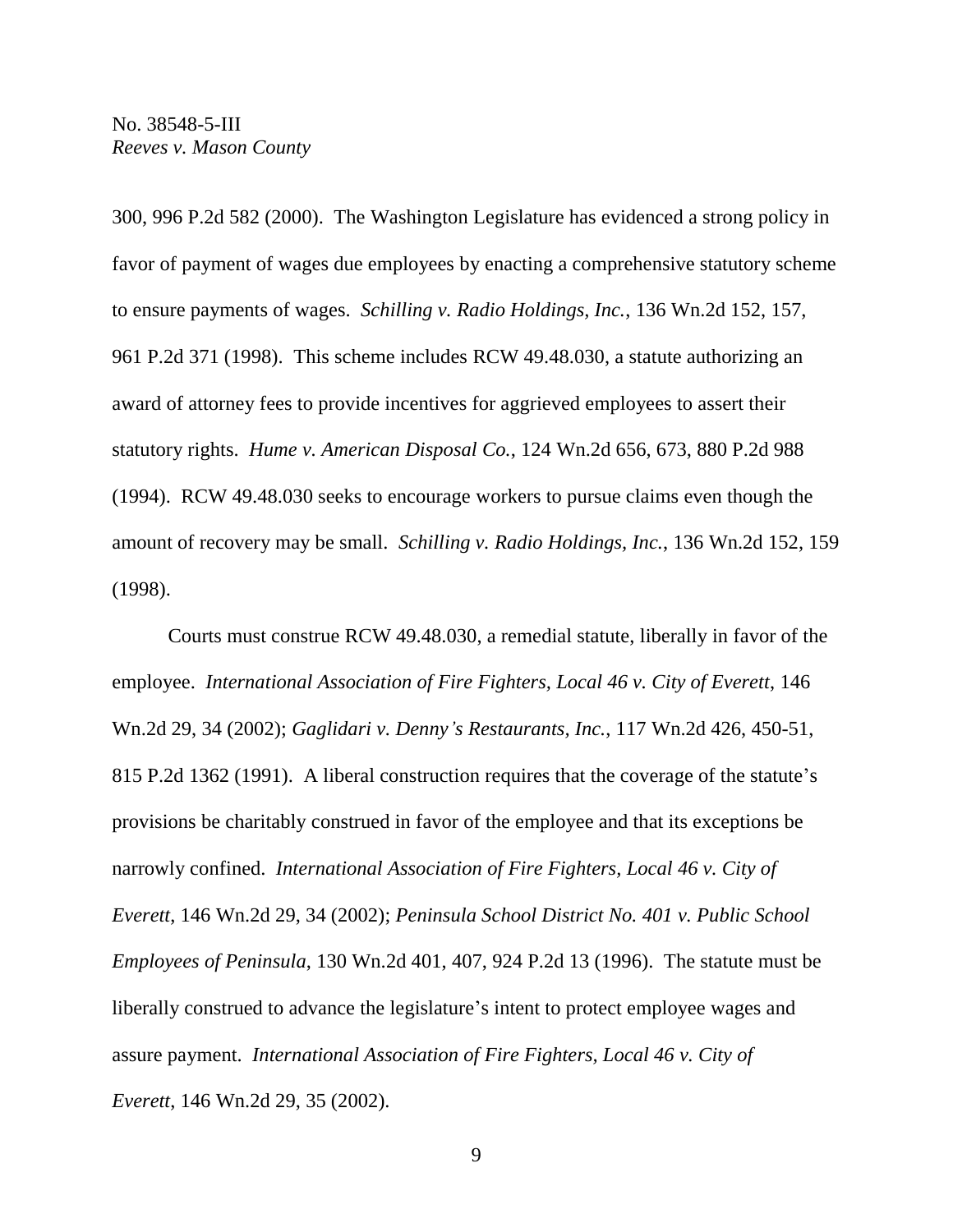300, 996 P.2d 582 (2000). The Washington Legislature has evidenced a strong policy in favor of payment of wages due employees by enacting a comprehensive statutory scheme to ensure payments of wages. *Schilling v. Radio Holdings, Inc.*, 136 Wn.2d 152, 157, 961 P.2d 371 (1998). This scheme includes RCW 49.48.030, a statute authorizing an award of attorney fees to provide incentives for aggrieved employees to assert their statutory rights. *Hume v. American Disposal Co.*, 124 Wn.2d 656, 673, 880 P.2d 988 (1994). RCW 49.48.030 seeks to encourage workers to pursue claims even though the amount of recovery may be small. *Schilling v. Radio Holdings, Inc.*, 136 Wn.2d 152, 159 (1998).

Courts must construe RCW 49.48.030, a remedial statute, liberally in favor of the employee. *International Association of Fire Fighters, Local 46 v. City of Everett*, 146 Wn.2d 29, 34 (2002); *Gaglidari v. Denny's Restaurants, Inc.*, 117 Wn.2d 426, 450-51, 815 P.2d 1362 (1991). A liberal construction requires that the coverage of the statute's provisions be charitably construed in favor of the employee and that its exceptions be narrowly confined. *International Association of Fire Fighters, Local 46 v. City of Everett*, 146 Wn.2d 29, 34 (2002); *Peninsula School District No. 401 v. Public School Employees of Peninsula*, 130 Wn.2d 401, 407, 924 P.2d 13 (1996). The statute must be liberally construed to advance the legislature's intent to protect employee wages and assure payment. *International Association of Fire Fighters, Local 46 v. City of Everett*, 146 Wn.2d 29, 35 (2002).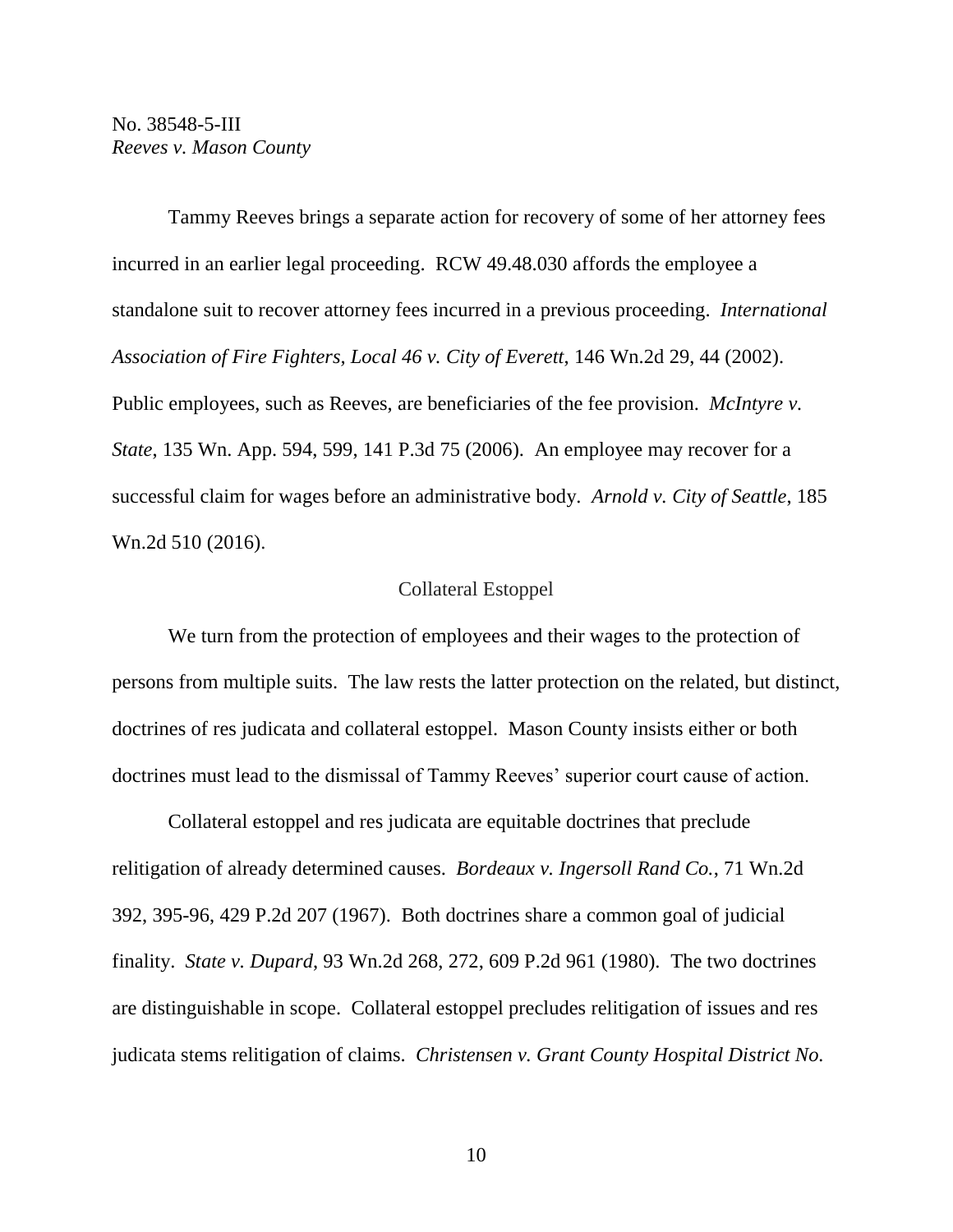Tammy Reeves brings a separate action for recovery of some of her attorney fees incurred in an earlier legal proceeding. RCW 49.48.030 affords the employee a standalone suit to recover attorney fees incurred in a previous proceeding. *International Association of Fire Fighters, Local 46 v. City of Everett*, 146 Wn.2d 29, 44 (2002). Public employees, such as Reeves, are beneficiaries of the fee provision. *McIntyre v. State*, 135 Wn. App. 594, 599, 141 P.3d 75 (2006). An employee may recover for a successful claim for wages before an administrative body. *Arnold v. City of Seattle*, 185 Wn.2d 510 (2016).

## Collateral Estoppel

We turn from the protection of employees and their wages to the protection of persons from multiple suits. The law rests the latter protection on the related, but distinct, doctrines of res judicata and collateral estoppel. Mason County insists either or both doctrines must lead to the dismissal of Tammy Reeves' superior court cause of action.

Collateral estoppel and res judicata are equitable doctrines that preclude relitigation of already determined causes. *Bordeaux v. Ingersoll Rand Co.*, 71 Wn.2d 392, 395-96, 429 P.2d 207 (1967). Both doctrines share a common goal of judicial finality. *State v. Dupard*, 93 Wn.2d 268, 272, 609 P.2d 961 (1980). The two doctrines are distinguishable in scope. Collateral estoppel precludes relitigation of issues and res judicata stems relitigation of claims. *Christensen v. Grant County Hospital District No.*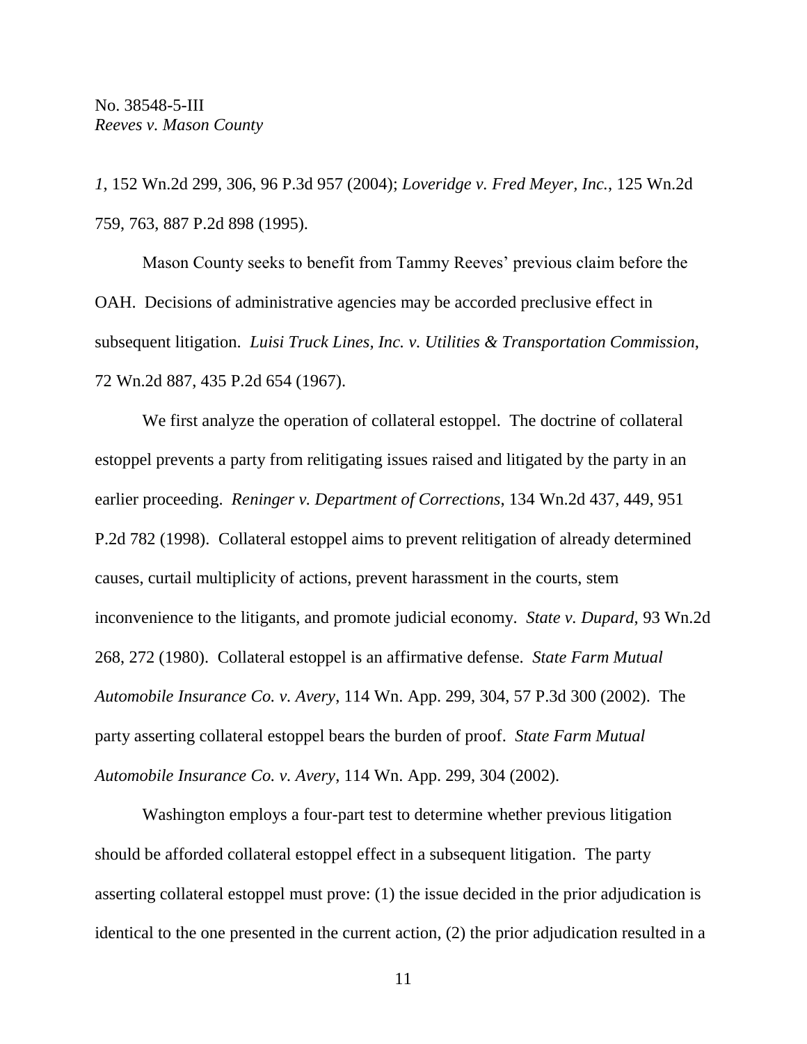*1*, 152 Wn.2d 299, 306, 96 P.3d 957 (2004); *Loveridge v. Fred Meyer, Inc.*, 125 Wn.2d 759, 763, 887 P.2d 898 (1995).

Mason County seeks to benefit from Tammy Reeves' previous claim before the OAH. Decisions of administrative agencies may be accorded preclusive effect in subsequent litigation. *Luisi Truck Lines, Inc. v. Utilities & Transportation Commission*, 72 Wn.2d 887, 435 P.2d 654 (1967).

We first analyze the operation of collateral estoppel. The doctrine of collateral estoppel prevents a party from relitigating issues raised and litigated by the party in an earlier proceeding. *Reninger v. Department of Corrections*, 134 Wn.2d 437, 449, 951 P.2d 782 (1998). Collateral estoppel aims to prevent relitigation of already determined causes, curtail multiplicity of actions, prevent harassment in the courts, stem inconvenience to the litigants, and promote judicial economy. *State v. Dupard*, 93 Wn.2d 268, 272 (1980). Collateral estoppel is an affirmative defense. *State Farm Mutual Automobile Insurance Co. v. Avery*, 114 Wn. App. 299, 304, 57 P.3d 300 (2002). The party asserting collateral estoppel bears the burden of proof. *State Farm Mutual Automobile Insurance Co. v. Avery*, 114 Wn. App. 299, 304 (2002).

Washington employs a four-part test to determine whether previous litigation should be afforded collateral estoppel effect in a subsequent litigation. The party asserting collateral estoppel must prove: (1) the issue decided in the prior adjudication is identical to the one presented in the current action, (2) the prior adjudication resulted in a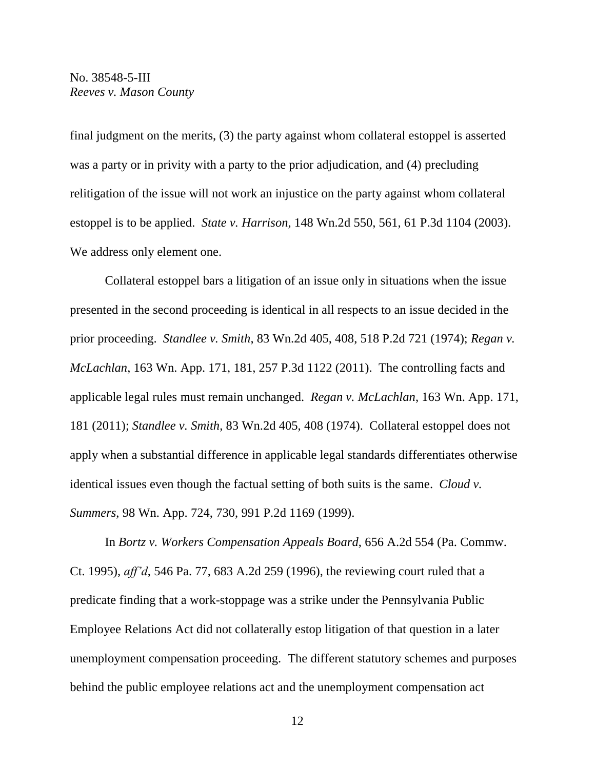final judgment on the merits, (3) the party against whom collateral estoppel is asserted was a party or in privity with a party to the prior adjudication, and (4) precluding relitigation of the issue will not work an injustice on the party against whom collateral estoppel is to be applied. *State v. Harrison*, 148 Wn.2d 550, 561, 61 P.3d 1104 (2003). We address only element one.

Collateral estoppel bars a litigation of an issue only in situations when the issue presented in the second proceeding is identical in all respects to an issue decided in the prior proceeding. *Standlee v. Smith*, 83 Wn.2d 405, 408, 518 P.2d 721 (1974); *Regan v. McLachlan*, 163 Wn. App. 171, 181, 257 P.3d 1122 (2011). The controlling facts and applicable legal rules must remain unchanged. *Regan v. McLachlan*, 163 Wn. App. 171, 181 (2011); *Standlee v. Smith*, 83 Wn.2d 405, 408 (1974). Collateral estoppel does not apply when a substantial difference in applicable legal standards differentiates otherwise identical issues even though the factual setting of both suits is the same. *Cloud v. Summers*, 98 Wn. App. 724, 730, 991 P.2d 1169 (1999).

In *Bortz v. Workers Compensation Appeals Board*, 656 A.2d 554 (Pa. Commw. Ct. 1995), *aff'd*, 546 Pa. 77, 683 A.2d 259 (1996), the reviewing court ruled that a predicate finding that a work-stoppage was a strike under the Pennsylvania Public Employee Relations Act did not collaterally estop litigation of that question in a later unemployment compensation proceeding. The different statutory schemes and purposes behind the public employee relations act and the unemployment compensation act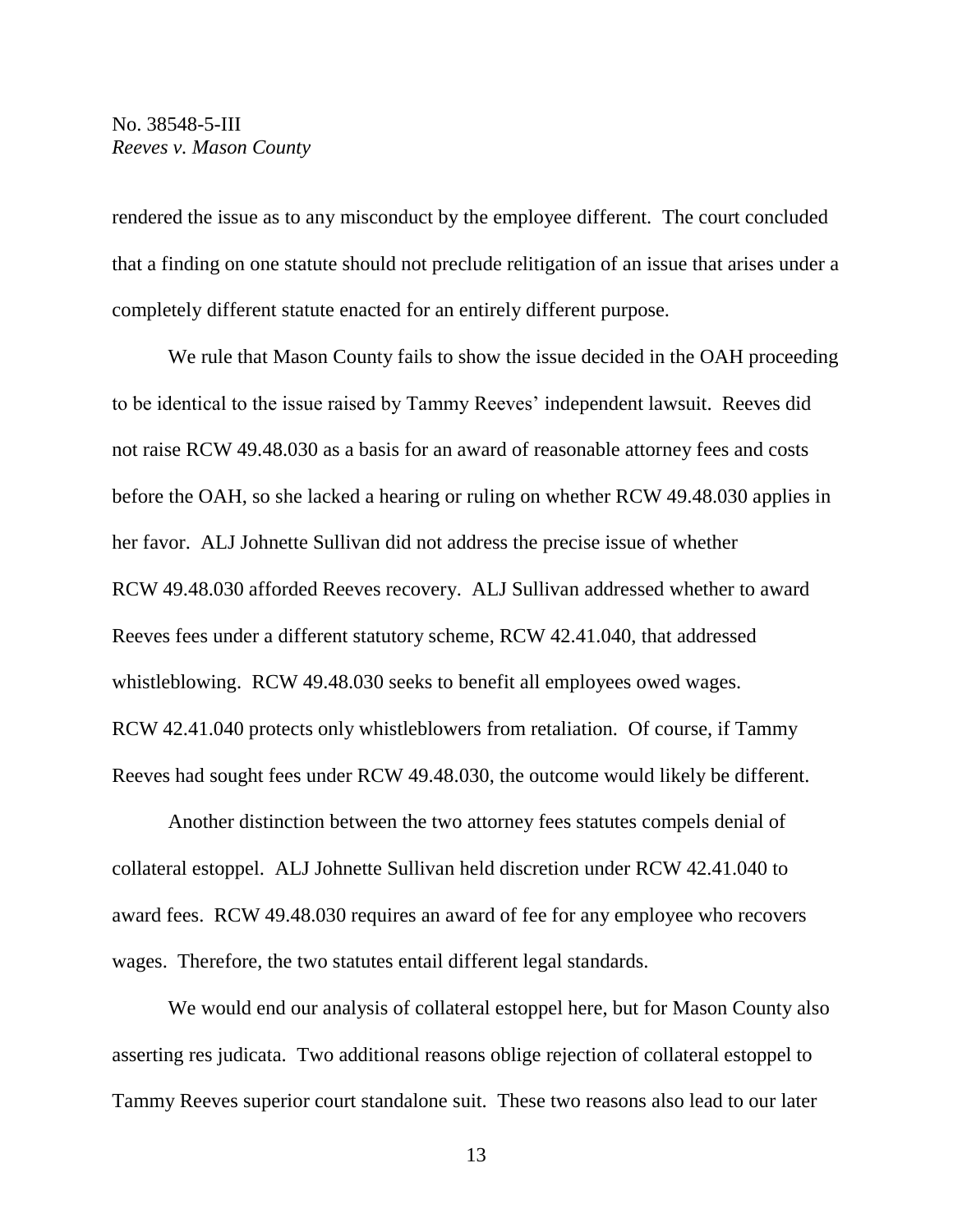rendered the issue as to any misconduct by the employee different. The court concluded that a finding on one statute should not preclude relitigation of an issue that arises under a completely different statute enacted for an entirely different purpose.

We rule that Mason County fails to show the issue decided in the OAH proceeding to be identical to the issue raised by Tammy Reeves' independent lawsuit. Reeves did not raise RCW 49.48.030 as a basis for an award of reasonable attorney fees and costs before the OAH, so she lacked a hearing or ruling on whether RCW 49.48.030 applies in her favor. ALJ Johnette Sullivan did not address the precise issue of whether RCW 49.48.030 afforded Reeves recovery. ALJ Sullivan addressed whether to award Reeves fees under a different statutory scheme, RCW 42.41.040, that addressed whistleblowing. RCW 49.48.030 seeks to benefit all employees owed wages. RCW 42.41.040 protects only whistleblowers from retaliation. Of course, if Tammy Reeves had sought fees under RCW 49.48.030, the outcome would likely be different.

Another distinction between the two attorney fees statutes compels denial of collateral estoppel. ALJ Johnette Sullivan held discretion under RCW 42.41.040 to award fees. RCW 49.48.030 requires an award of fee for any employee who recovers wages. Therefore, the two statutes entail different legal standards.

We would end our analysis of collateral estoppel here, but for Mason County also asserting res judicata. Two additional reasons oblige rejection of collateral estoppel to Tammy Reeves superior court standalone suit. These two reasons also lead to our later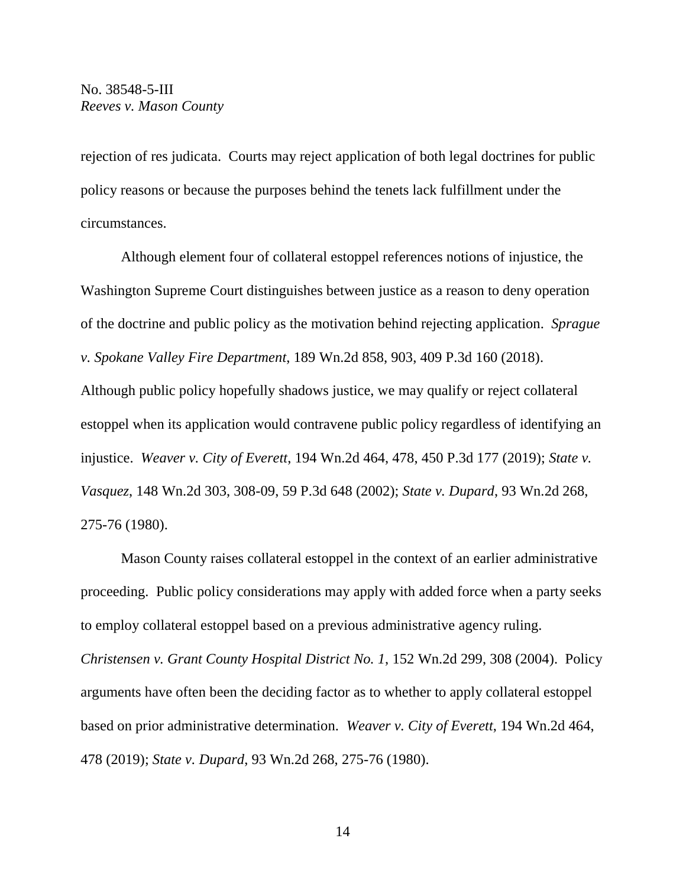rejection of res judicata. Courts may reject application of both legal doctrines for public policy reasons or because the purposes behind the tenets lack fulfillment under the circumstances.

Although element four of collateral estoppel references notions of injustice, the Washington Supreme Court distinguishes between justice as a reason to deny operation of the doctrine and public policy as the motivation behind rejecting application. *Sprague v. Spokane Valley Fire Department*, 189 Wn.2d 858, 903, 409 P.3d 160 (2018). Although public policy hopefully shadows justice, we may qualify or reject collateral estoppel when its application would contravene public policy regardless of identifying an injustice. *Weaver v. City of Everett*, 194 Wn.2d 464, 478, 450 P.3d 177 (2019); *State v. Vasquez*, 148 Wn.2d 303, 308-09, 59 P.3d 648 (2002); *State v. Dupard*, 93 Wn.2d 268, 275-76 (1980).

Mason County raises collateral estoppel in the context of an earlier administrative proceeding. Public policy considerations may apply with added force when a party seeks to employ collateral estoppel based on a previous administrative agency ruling. *Christensen v. Grant County Hospital District No. 1*, 152 Wn.2d 299, 308 (2004). Policy arguments have often been the deciding factor as to whether to apply collateral estoppel based on prior administrative determination. *Weaver v. City of Everett*, 194 Wn.2d 464, 478 (2019); *State v. Dupard*, 93 Wn.2d 268, 275-76 (1980).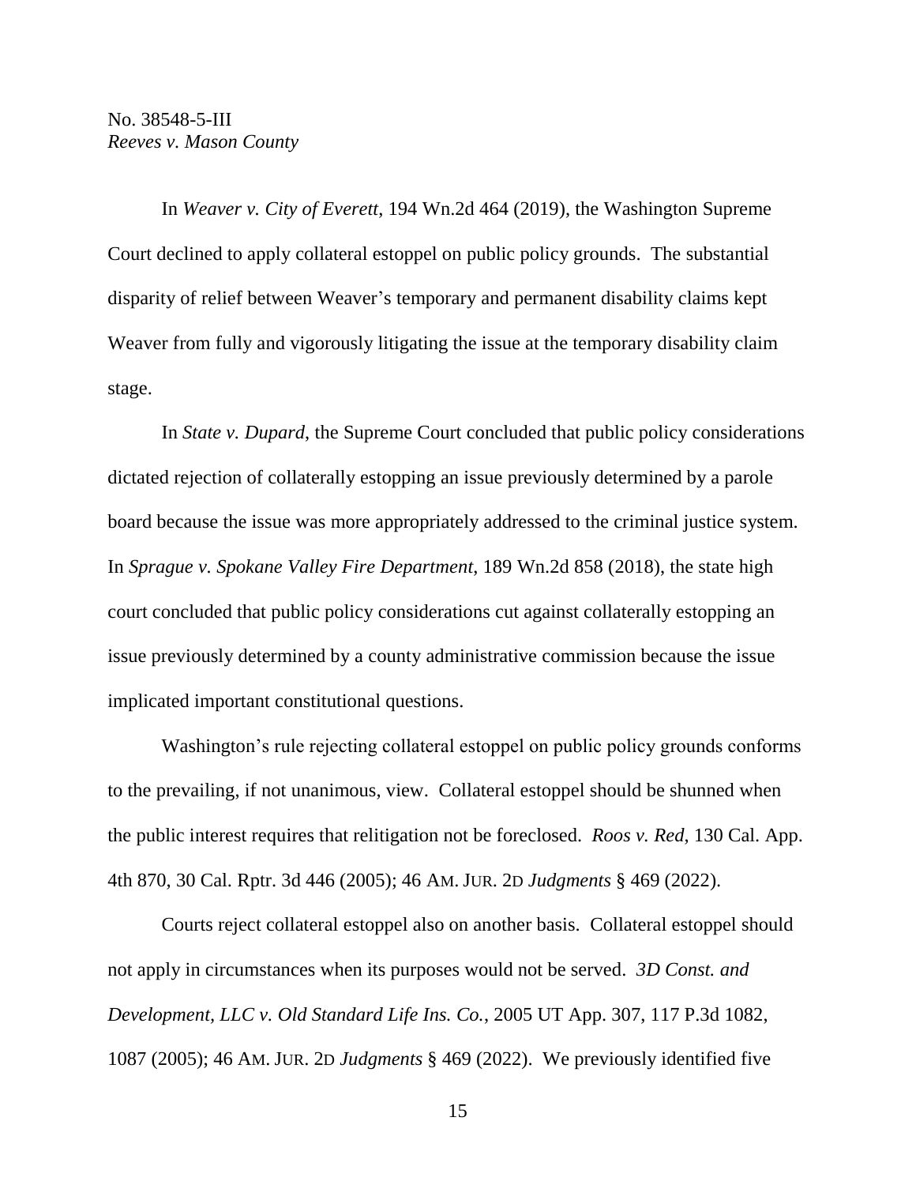In *Weaver v. City of Everett*, 194 Wn.2d 464 (2019), the Washington Supreme Court declined to apply collateral estoppel on public policy grounds. The substantial disparity of relief between Weaver's temporary and permanent disability claims kept Weaver from fully and vigorously litigating the issue at the temporary disability claim stage.

In *State v. Dupard*, the Supreme Court concluded that public policy considerations dictated rejection of collaterally estopping an issue previously determined by a parole board because the issue was more appropriately addressed to the criminal justice system. In *Sprague v. Spokane Valley Fire Department*, 189 Wn.2d 858 (2018), the state high court concluded that public policy considerations cut against collaterally estopping an issue previously determined by a county administrative commission because the issue implicated important constitutional questions.

Washington's rule rejecting collateral estoppel on public policy grounds conforms to the prevailing, if not unanimous, view. Collateral estoppel should be shunned when the public interest requires that relitigation not be foreclosed. *Roos v. Red*, 130 Cal. App. 4th 870, 30 Cal. Rptr. 3d 446 (2005); 46 AM. JUR. 2D *Judgments* § 469 (2022).

Courts reject collateral estoppel also on another basis. Collateral estoppel should not apply in circumstances when its purposes would not be served. *3D Const. and Development, LLC v. Old Standard Life Ins. Co.*, 2005 UT App. 307, 117 P.3d 1082, 1087 (2005); 46 AM. JUR. 2D *Judgments* § 469 (2022). We previously identified five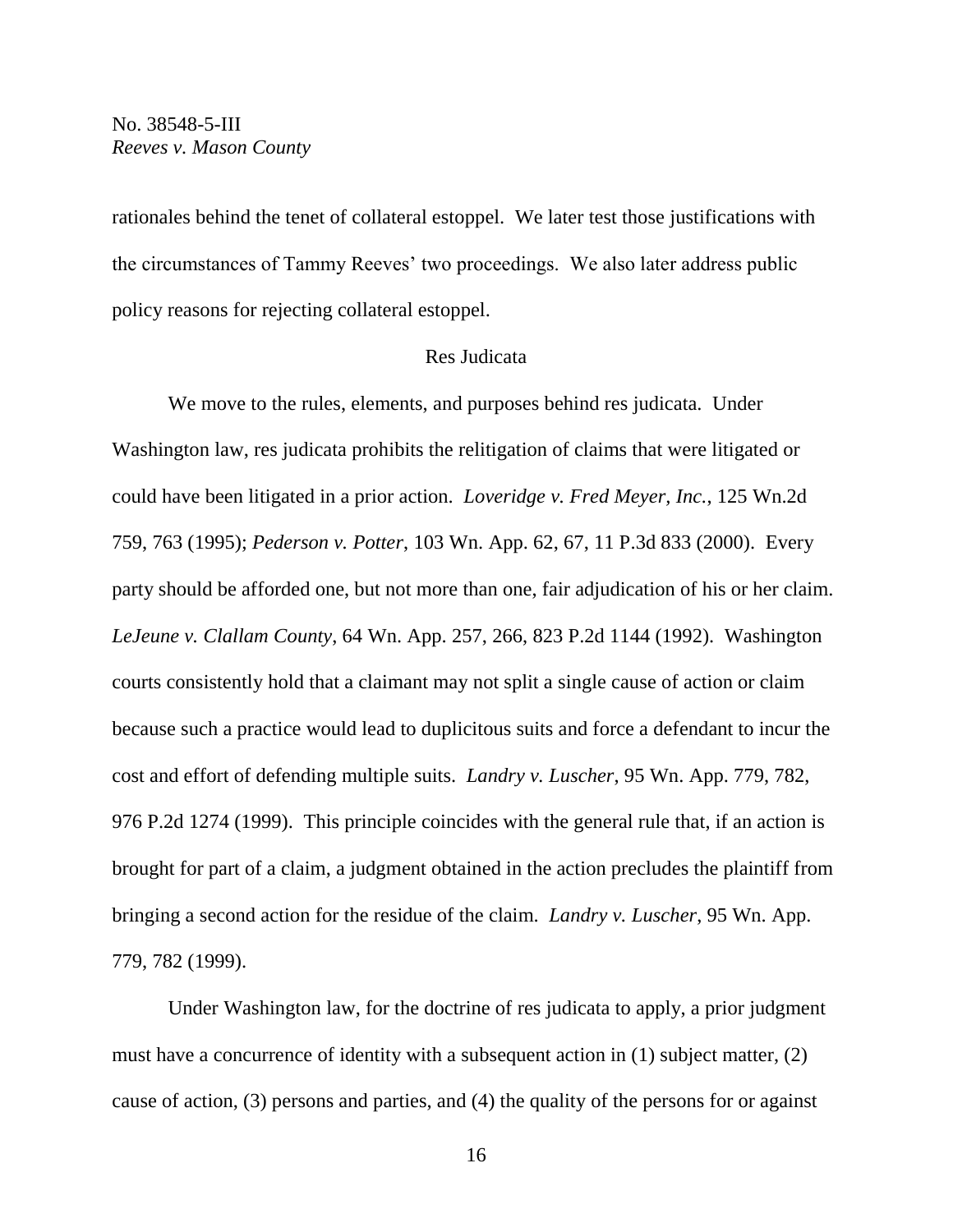rationales behind the tenet of collateral estoppel. We later test those justifications with the circumstances of Tammy Reeves' two proceedings. We also later address public policy reasons for rejecting collateral estoppel.

## Res Judicata

We move to the rules, elements, and purposes behind res judicata. Under Washington law, res judicata prohibits the relitigation of claims that were litigated or could have been litigated in a prior action. *Loveridge v. Fred Meyer, Inc.*, 125 Wn.2d 759, 763 (1995); *Pederson v. Potter*, 103 Wn. App. 62, 67, 11 P.3d 833 (2000). Every party should be afforded one, but not more than one, fair adjudication of his or her claim. *LeJeune v. Clallam County*, 64 Wn. App. 257, 266, 823 P.2d 1144 (1992). Washington courts consistently hold that a claimant may not split a single cause of action or claim because such a practice would lead to duplicitous suits and force a defendant to incur the cost and effort of defending multiple suits. *Landry v. Luscher*, 95 Wn. App. 779, 782, 976 P.2d 1274 (1999). This principle coincides with the general rule that, if an action is brought for part of a claim, a judgment obtained in the action precludes the plaintiff from bringing a second action for the residue of the claim. *Landry v. Luscher*, 95 Wn. App. 779, 782 (1999).

Under Washington law, for the doctrine of res judicata to apply, a prior judgment must have a concurrence of identity with a subsequent action in (1) subject matter, (2) cause of action, (3) persons and parties, and (4) the quality of the persons for or against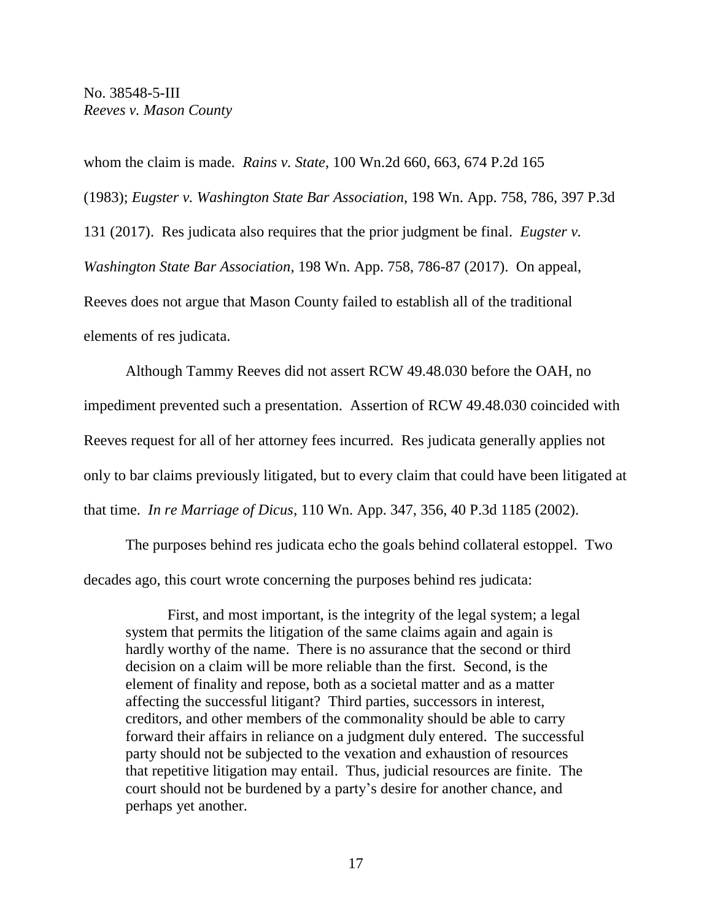whom the claim is made. *Rains v. State*, 100 Wn.2d 660, 663, 674 P.2d 165 (1983); *Eugster v. Washington State Bar Association*, 198 Wn. App. 758, 786, 397 P.3d 131 (2017). Res judicata also requires that the prior judgment be final. *Eugster v. Washington State Bar Association*, 198 Wn. App. 758, 786-87 (2017). On appeal, Reeves does not argue that Mason County failed to establish all of the traditional elements of res judicata.

Although Tammy Reeves did not assert RCW 49.48.030 before the OAH, no impediment prevented such a presentation. Assertion of RCW 49.48.030 coincided with Reeves request for all of her attorney fees incurred. Res judicata generally applies not only to bar claims previously litigated, but to every claim that could have been litigated at that time. *In re Marriage of Dicus*, 110 Wn. App. 347, 356, 40 P.3d 1185 (2002).

The purposes behind res judicata echo the goals behind collateral estoppel. Two decades ago, this court wrote concerning the purposes behind res judicata:

> First, and most important, is the integrity of the legal system; a legal system that permits the litigation of the same claims again and again is hardly worthy of the name. There is no assurance that the second or third decision on a claim will be more reliable than the first. Second, is the element of finality and repose, both as a societal matter and as a matter affecting the successful litigant? Third parties, successors in interest, creditors, and other members of the commonality should be able to carry forward their affairs in reliance on a judgment duly entered. The successful party should not be subjected to the vexation and exhaustion of resources that repetitive litigation may entail. Thus, judicial resources are finite. The court should not be burdened by a party's desire for another chance, and perhaps yet another.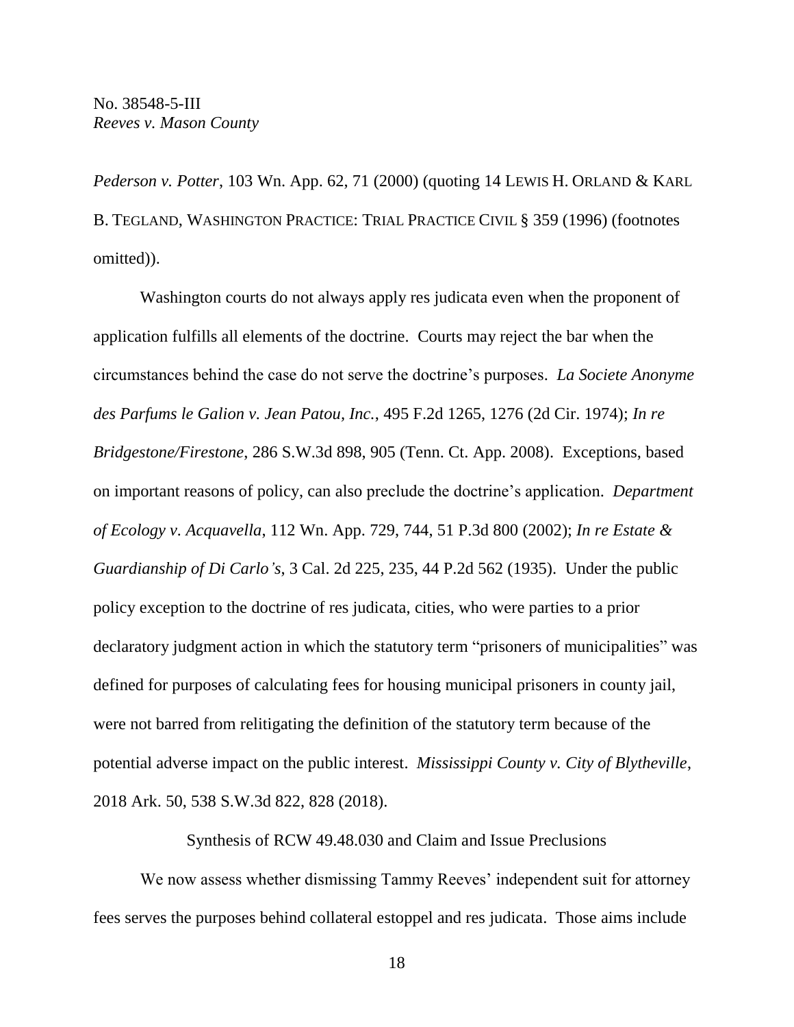*Pederson v. Potter*, 103 Wn. App. 62, 71 (2000) (quoting 14 LEWIS H. ORLAND & KARL B. TEGLAND, WASHINGTON PRACTICE: TRIAL PRACTICE CIVIL § 359 (1996) (footnotes omitted)).

Washington courts do not always apply res judicata even when the proponent of application fulfills all elements of the doctrine. Courts may reject the bar when the circumstances behind the case do not serve the doctrine's purposes. *La Societe Anonyme des Parfums le Galion v. Jean Patou, Inc.*, 495 F.2d 1265, 1276 (2d Cir. 1974); *In re Bridgestone/Firestone*, 286 S.W.3d 898, 905 (Tenn. Ct. App. 2008). Exceptions, based on important reasons of policy, can also preclude the doctrine's application. *Department of Ecology v. Acquavella*, 112 Wn. App. 729, 744, 51 P.3d 800 (2002); *In re Estate & Guardianship of Di Carlo's*, 3 Cal. 2d 225, 235, 44 P.2d 562 (1935). Under the public policy exception to the doctrine of res judicata, cities, who were parties to a prior declaratory judgment action in which the statutory term "prisoners of municipalities" was defined for purposes of calculating fees for housing municipal prisoners in county jail, were not barred from relitigating the definition of the statutory term because of the potential adverse impact on the public interest. *Mississippi County v. City of Blytheville*, 2018 Ark. 50, 538 S.W.3d 822, 828 (2018).

### Synthesis of RCW 49.48.030 and Claim and Issue Preclusions

We now assess whether dismissing Tammy Reeves' independent suit for attorney fees serves the purposes behind collateral estoppel and res judicata. Those aims include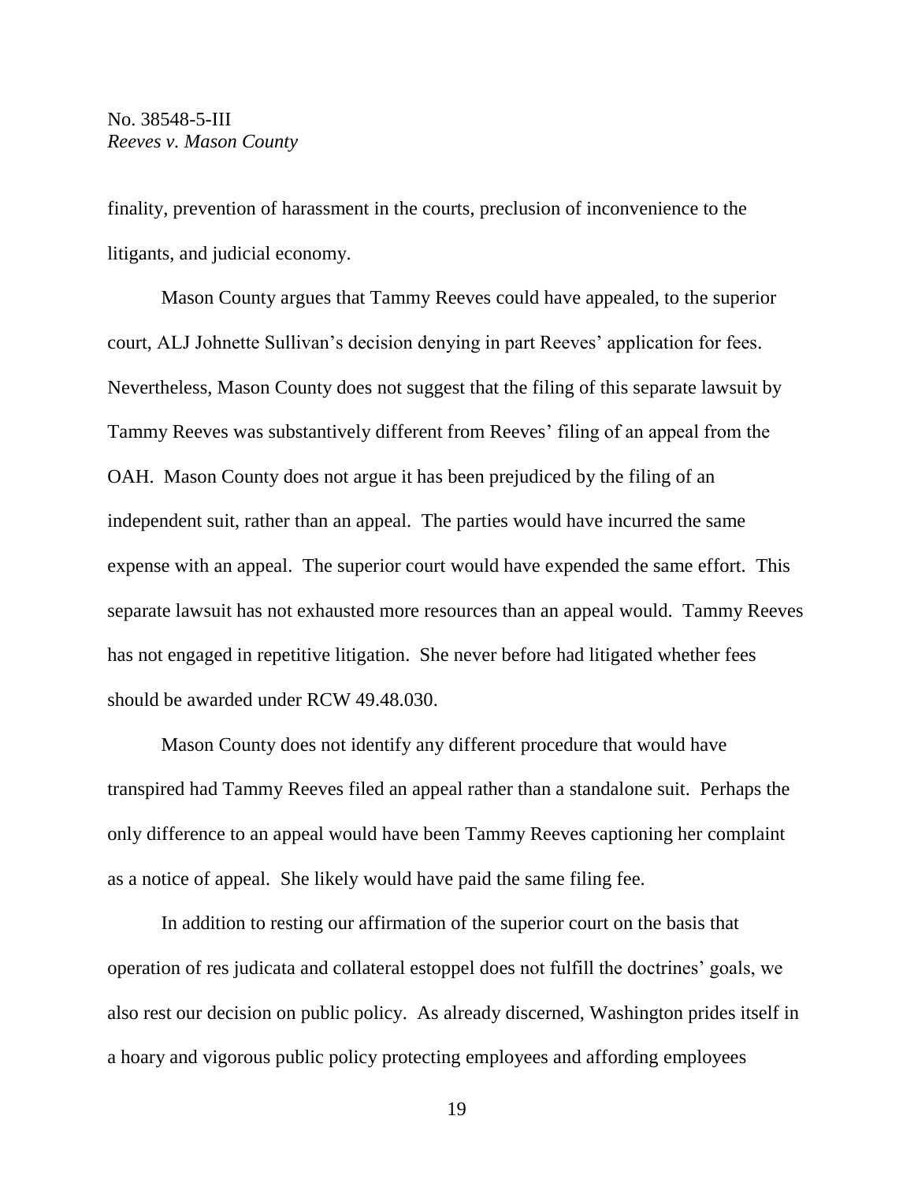finality, prevention of harassment in the courts, preclusion of inconvenience to the litigants, and judicial economy.

Mason County argues that Tammy Reeves could have appealed, to the superior court, ALJ Johnette Sullivan's decision denying in part Reeves' application for fees. Nevertheless, Mason County does not suggest that the filing of this separate lawsuit by Tammy Reeves was substantively different from Reeves' filing of an appeal from the OAH. Mason County does not argue it has been prejudiced by the filing of an independent suit, rather than an appeal. The parties would have incurred the same expense with an appeal. The superior court would have expended the same effort. This separate lawsuit has not exhausted more resources than an appeal would. Tammy Reeves has not engaged in repetitive litigation. She never before had litigated whether fees should be awarded under RCW 49.48.030.

Mason County does not identify any different procedure that would have transpired had Tammy Reeves filed an appeal rather than a standalone suit. Perhaps the only difference to an appeal would have been Tammy Reeves captioning her complaint as a notice of appeal. She likely would have paid the same filing fee.

In addition to resting our affirmation of the superior court on the basis that operation of res judicata and collateral estoppel does not fulfill the doctrines' goals, we also rest our decision on public policy. As already discerned, Washington prides itself in a hoary and vigorous public policy protecting employees and affording employees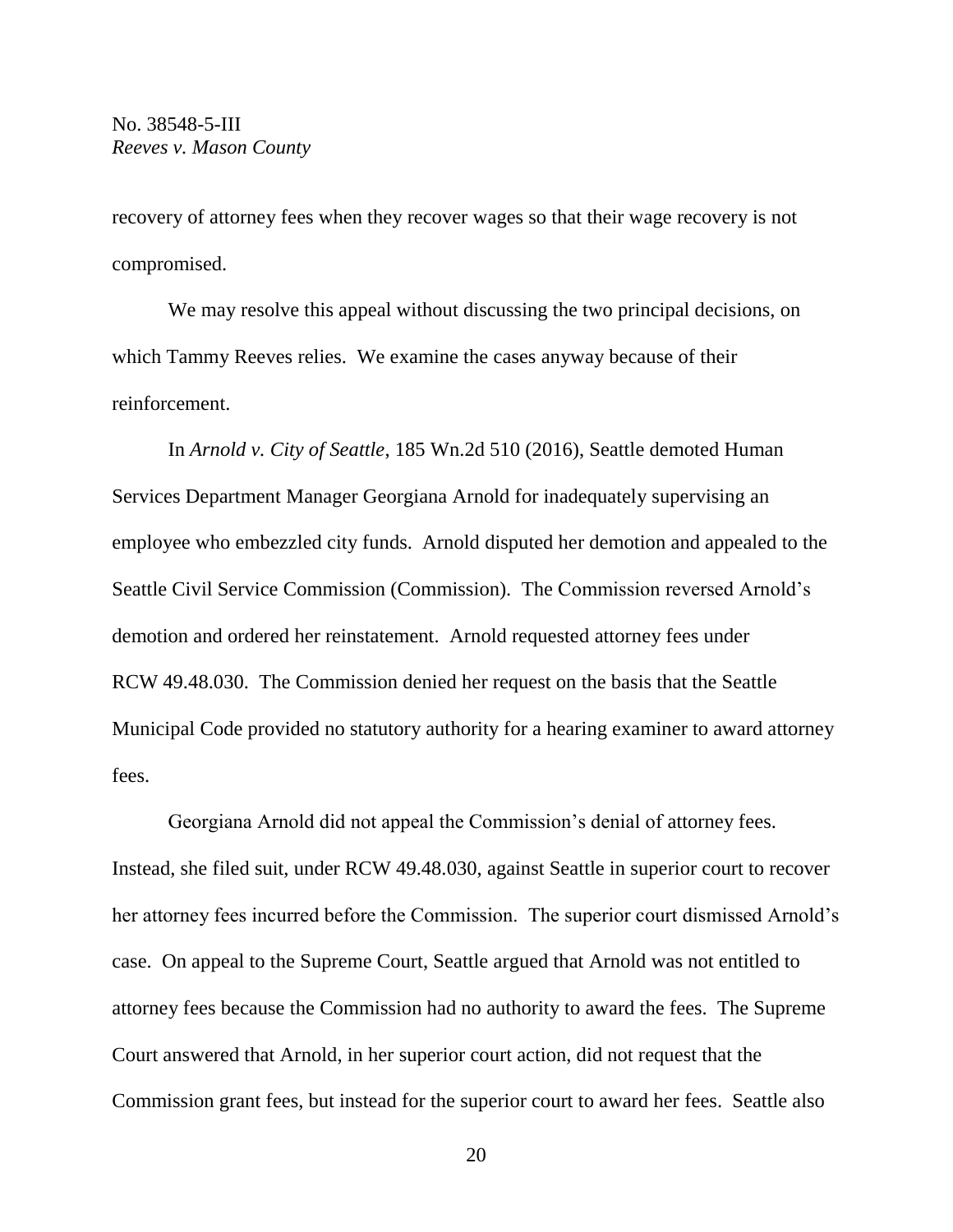recovery of attorney fees when they recover wages so that their wage recovery is not compromised.

We may resolve this appeal without discussing the two principal decisions, on which Tammy Reeves relies. We examine the cases anyway because of their reinforcement.

In *Arnold v. City of Seattle*, 185 Wn.2d 510 (2016), Seattle demoted Human Services Department Manager Georgiana Arnold for inadequately supervising an employee who embezzled city funds. Arnold disputed her demotion and appealed to the Seattle Civil Service Commission (Commission). The Commission reversed Arnold's demotion and ordered her reinstatement. Arnold requested attorney fees under RCW 49.48.030. The Commission denied her request on the basis that the Seattle Municipal Code provided no statutory authority for a hearing examiner to award attorney fees.

Georgiana Arnold did not appeal the Commission's denial of attorney fees. Instead, she filed suit, under RCW 49.48.030, against Seattle in superior court to recover her attorney fees incurred before the Commission. The superior court dismissed Arnold's case. On appeal to the Supreme Court, Seattle argued that Arnold was not entitled to attorney fees because the Commission had no authority to award the fees. The Supreme Court answered that Arnold, in her superior court action, did not request that the Commission grant fees, but instead for the superior court to award her fees. Seattle also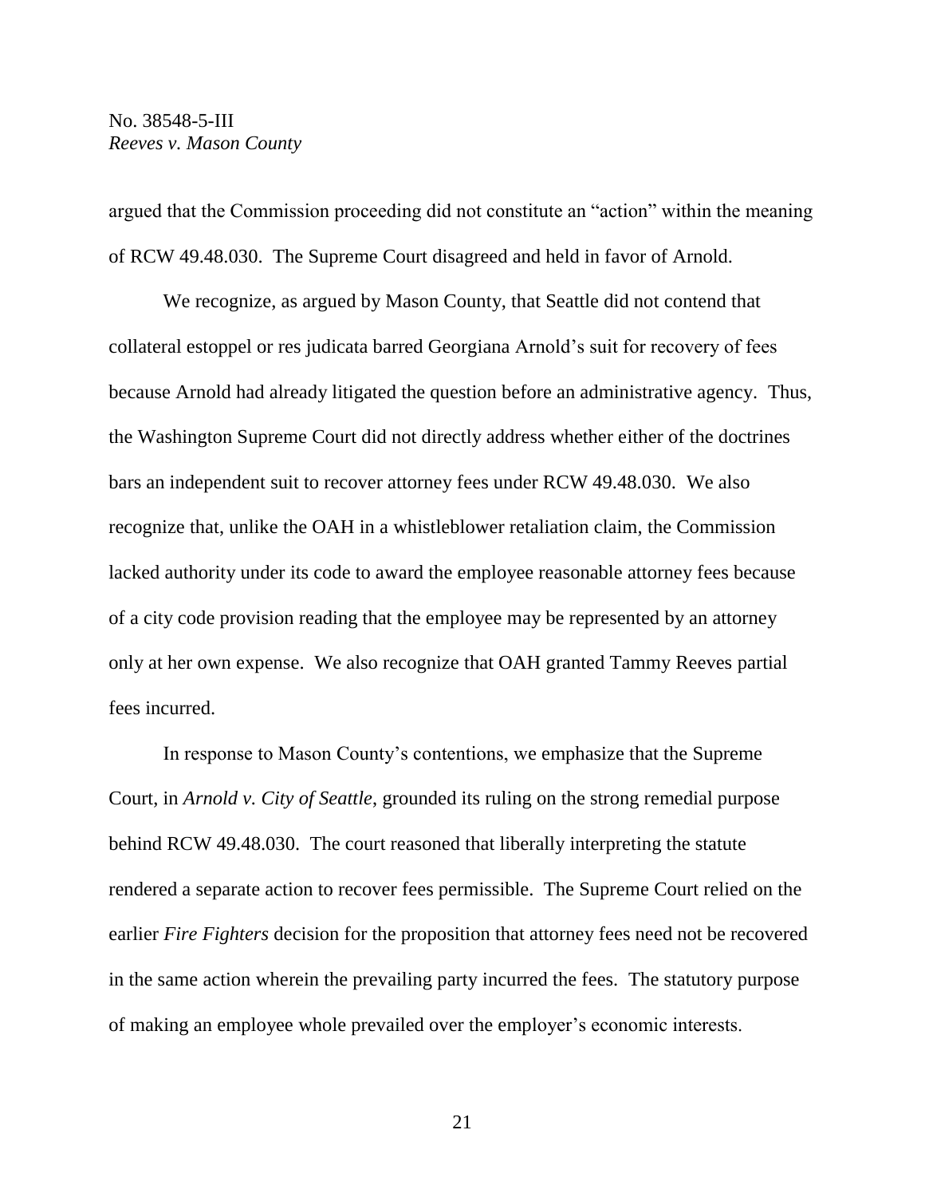argued that the Commission proceeding did not constitute an "action" within the meaning of RCW 49.48.030. The Supreme Court disagreed and held in favor of Arnold.

We recognize, as argued by Mason County, that Seattle did not contend that collateral estoppel or res judicata barred Georgiana Arnold's suit for recovery of fees because Arnold had already litigated the question before an administrative agency. Thus, the Washington Supreme Court did not directly address whether either of the doctrines bars an independent suit to recover attorney fees under RCW 49.48.030. We also recognize that, unlike the OAH in a whistleblower retaliation claim, the Commission lacked authority under its code to award the employee reasonable attorney fees because of a city code provision reading that the employee may be represented by an attorney only at her own expense. We also recognize that OAH granted Tammy Reeves partial fees incurred.

In response to Mason County's contentions, we emphasize that the Supreme Court, in *Arnold v. City of Seattle*, grounded its ruling on the strong remedial purpose behind RCW 49.48.030. The court reasoned that liberally interpreting the statute rendered a separate action to recover fees permissible. The Supreme Court relied on the earlier *Fire Fighters* decision for the proposition that attorney fees need not be recovered in the same action wherein the prevailing party incurred the fees. The statutory purpose of making an employee whole prevailed over the employer's economic interests.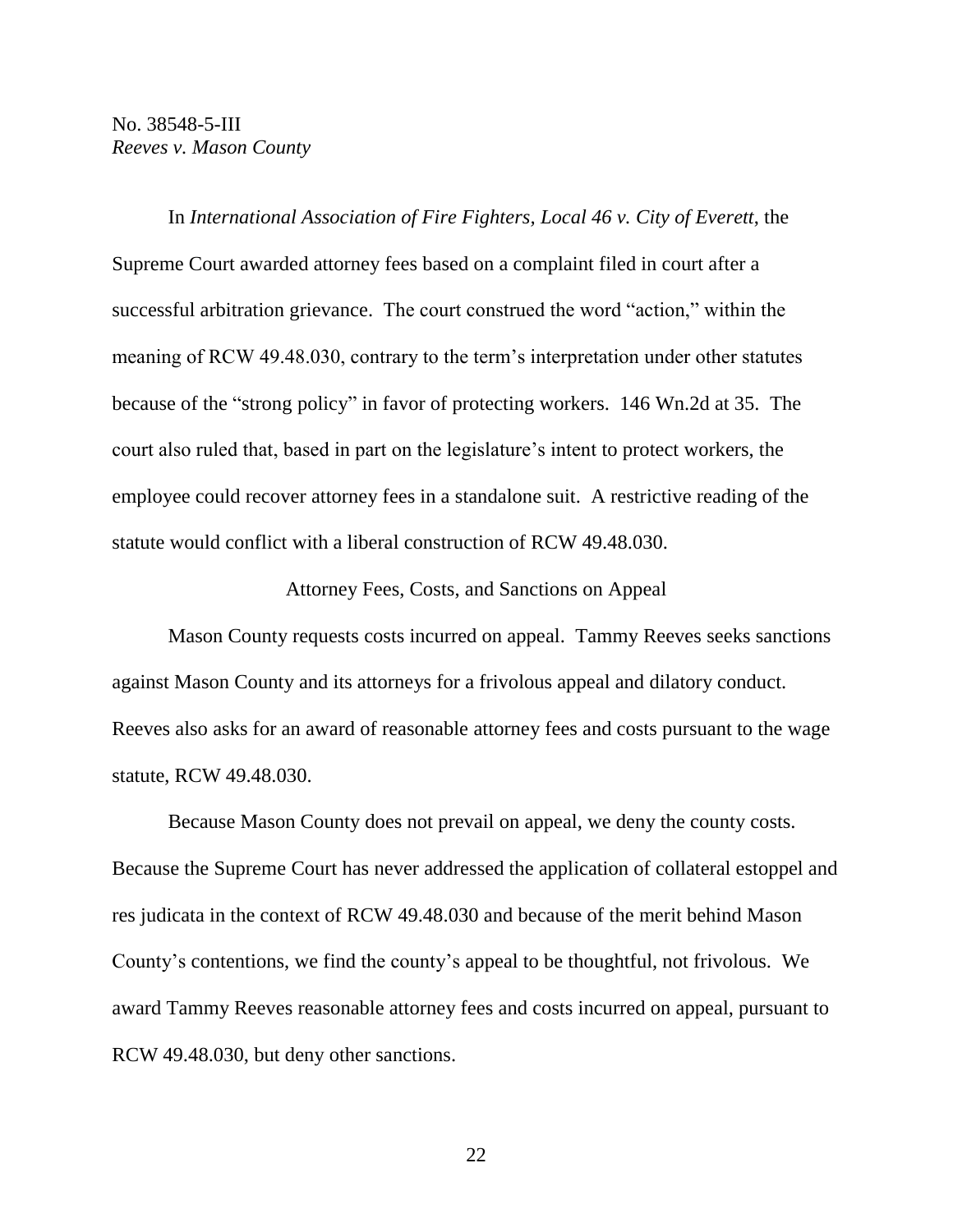In *International Association of Fire Fighters, Local 46 v. City of Everett*, the Supreme Court awarded attorney fees based on a complaint filed in court after a successful arbitration grievance. The court construed the word "action," within the meaning of RCW 49.48.030, contrary to the term's interpretation under other statutes because of the "strong policy" in favor of protecting workers. 146 Wn.2d at 35. The court also ruled that, based in part on the legislature's intent to protect workers, the employee could recover attorney fees in a standalone suit. A restrictive reading of the statute would conflict with a liberal construction of RCW 49.48.030.

## Attorney Fees, Costs, and Sanctions on Appeal

Mason County requests costs incurred on appeal. Tammy Reeves seeks sanctions against Mason County and its attorneys for a frivolous appeal and dilatory conduct. Reeves also asks for an award of reasonable attorney fees and costs pursuant to the wage statute, RCW 49.48.030.

Because Mason County does not prevail on appeal, we deny the county costs. Because the Supreme Court has never addressed the application of collateral estoppel and res judicata in the context of RCW 49.48.030 and because of the merit behind Mason County's contentions, we find the county's appeal to be thoughtful, not frivolous. We award Tammy Reeves reasonable attorney fees and costs incurred on appeal, pursuant to RCW 49.48.030, but deny other sanctions.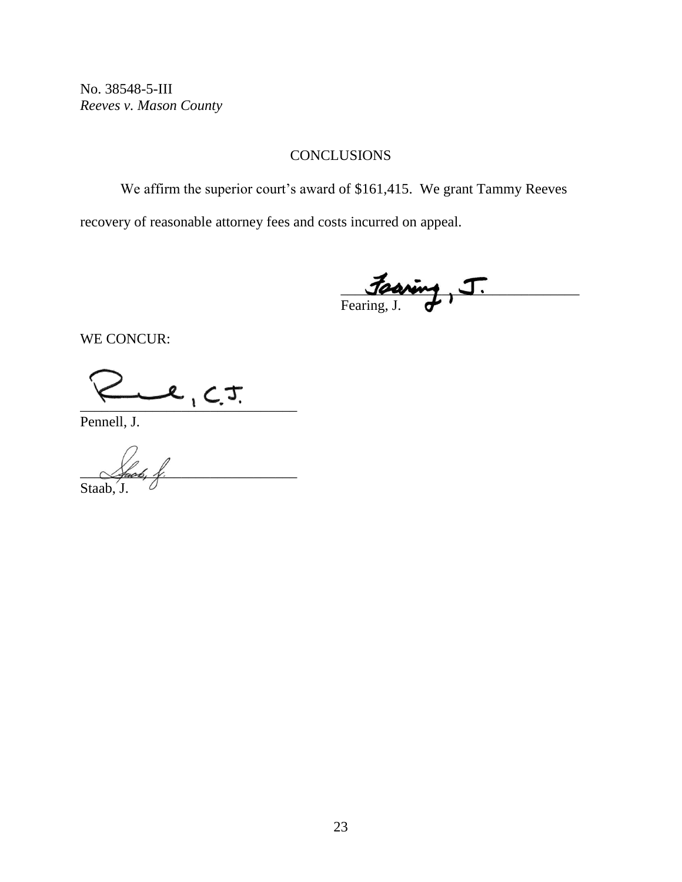No. 38548-5-III
*Reeves v. Mason County*

CONCLUSIONS

We affirm the superior court's award of $161,415. We grant Tammy Reeves recovery of reasonable attorney fees and costs incurred on appeal.

Fearing, J.

WE CONCUR:

Pennell, J.

Staab, J.